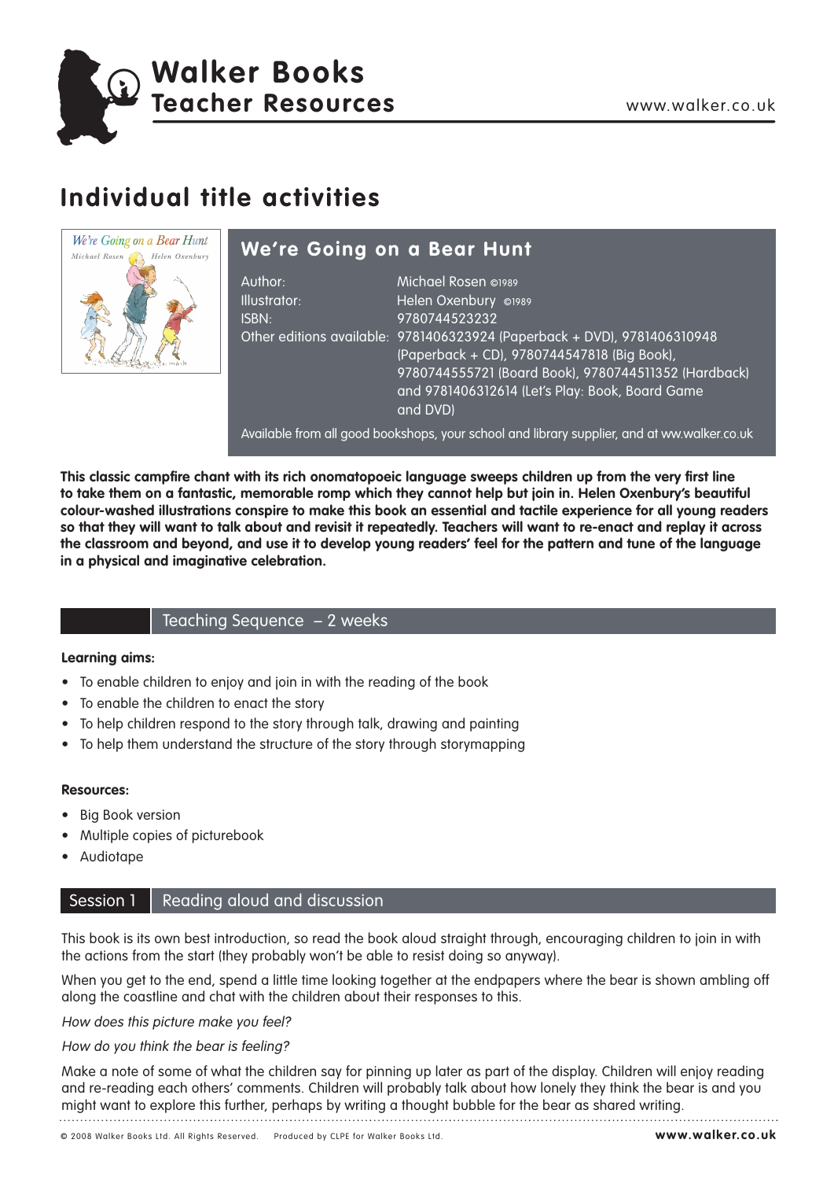# Walker Books Teacher Resources

www.walker.co.uk

## Individual title activities

### We're Going on a Bear Hunt

Author: Michael Roson ©1989
Illustrator: Helen Oxenbury ©1989
ISBN: 9780744523232
Other editions available: 9781406323924 (Paperback + DVD), 9781406310948 (Paperback + CD), 9780744547818 (Big Book), 9780744555721 (Board Book), 9780744511352 (Hardback) and 9781406312614 (Let's Play: Book, Board Game and DVD)

Available from all good bookshops, your school and library supplier, and at ww.walker.co.uk

**This classic campfire chant with its rich onomatopoeic language sweeps children up from the very first line to take them on a fantastic, memorable romp which they cannot help but join in. Helen Oxenbury's beautiful colour-washed illustrations conspire to make this book an essential and tactile experience for all young readers so that they will want to talk about and revisit it repeatedly. Teachers will want to re-enact and replay it across the classroom and beyond, and use it to develop young readers' feel for the pattern and tune of the language in a physical and imaginative celebration.**

## Teaching Sequence – 2 weeks

**Learning aims:**

- To enable children to enjoy and join in with the reading of the book
- To enable the children to enact the story
- To help children respond to the story through talk, drawing and painting
- To help them understand the structure of the story through storymapping

**Resources:**

- Big Book version
- Multiple copies of picturebook
- Audiotape

## Session 1 Reading aloud and discussion

This book is its own best introduction, so read the book aloud straight through, encouraging children to join in with the actions from the start (they probably won't be able to resist doing so anyway).

When you get to the end, spend a little time looking together at the endpapers where the bear is shown ambling off along the coastline and chat with the children about their responses to this.

*How does this picture make you feel?*

*How do you think the bear is feeling?*

Make a note of some of what the children say for pinning up later as part of the display. Children will enjoy reading and re-reading each others' comments. Children will probably talk about how lonely they think the bear is and you might want to explore this further, perhaps by writing a thought bubble for the bear as shared writing.

© 2008 Walker Books Ltd. All Rights Reserved. Produced by CLPE for Walker Books Ltd.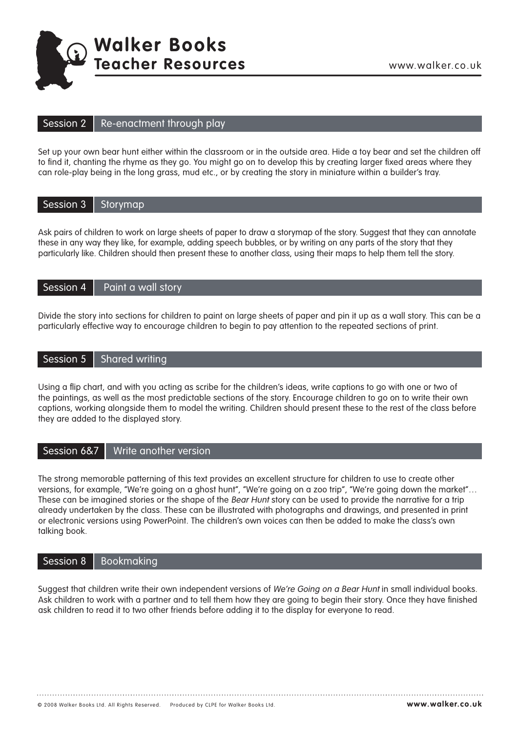## Session 2 Re-enactment through play

Set up your own bear hunt either within the classroom or in the outside area. Hide a toy bear and set the children off to find it, chanting the rhyme as they go. You might go on to develop this by creating larger fixed areas where they can role-play being in the long grass, mud etc., or by creating the story in miniature within a builder's tray.

## Session 3 Storymap

Ask pairs of children to work on large sheets of paper to draw a storymap of the story. Suggest that they can annotate these in any way they like, for example, adding speech bubbles, or by writing on any parts of the story that they particularly like. Children should then present these to another class, using their maps to help them tell the story.

## Session 4 Paint a wall story

Divide the story into sections for children to paint on large sheets of paper and pin it up as a wall story. This can be a particularly effective way to encourage children to begin to pay attention to the repeated sections of print.

## Session 5 Shared writing

Using a flip chart, and with you acting as scribe for the children's ideas, write captions to go with one or two of the paintings, as well as the most predictable sections of the story. Encourage children to go on to write their own captions, working alongside them to model the writing. Children should present these to the rest of the class before they are added to the displayed story.

## Session 6&7 Write another version

The strong memorable patterning of this text provides an excellent structure for children to use to create other versions, for example, "We're going on a ghost hunt", "We're going on a zoo trip", "We're going down the market"… These can be imagined stories or the shape of the *Bear Hunt* story can be used to provide the narrative for a trip already undertaken by the class. These can be illustrated with photographs and drawings, and presented in print or electronic versions using PowerPoint. The children's own voices can then be added to make the class's own talking book.

## Session 8 Bookmaking

Suggest that children write their own independent versions of *We're Going on a Bear Hunt* in small individual books. Ask children to work with a partner and to tell them how they are going to begin their story. Once they have finished ask children to read it to two other friends before adding it to the display for everyone to read.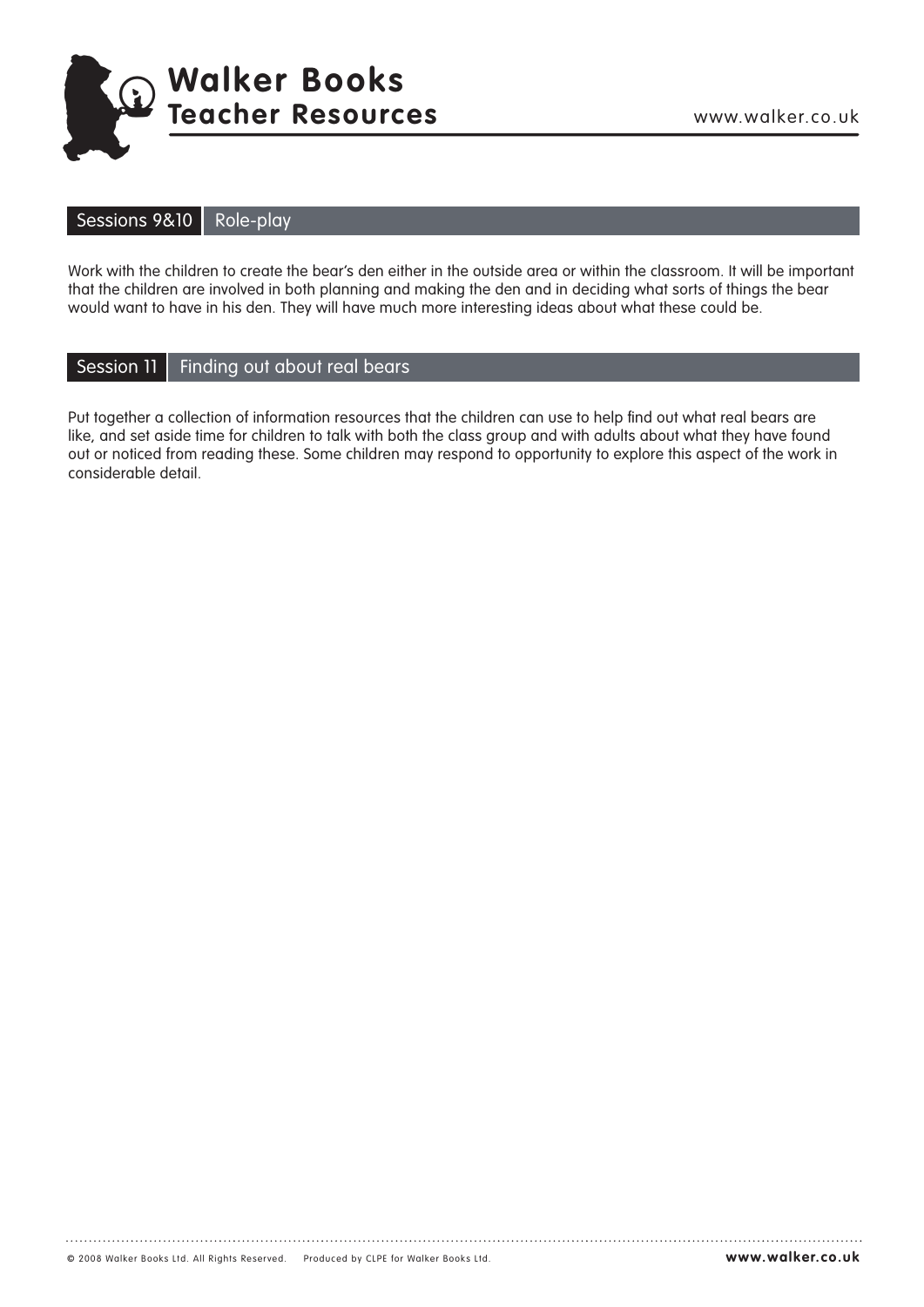## Sessions 9&10 Role-play

Work with the children to create the bear's den either in the outside area or within the classroom. It will be important that the children are involved in both planning and making the den and in deciding what sorts of things the bear would want to have in his den. They will have much more interesting ideas about what these could be.

## Session 11 Finding out about real bears

Put together a collection of information resources that the children can use to help find out what real bears are like, and set aside time for children to talk with both the class group and with adults about what they have found out or noticed from reading these. Some children may respond to opportunity to explore this aspect of the work in considerable detail.